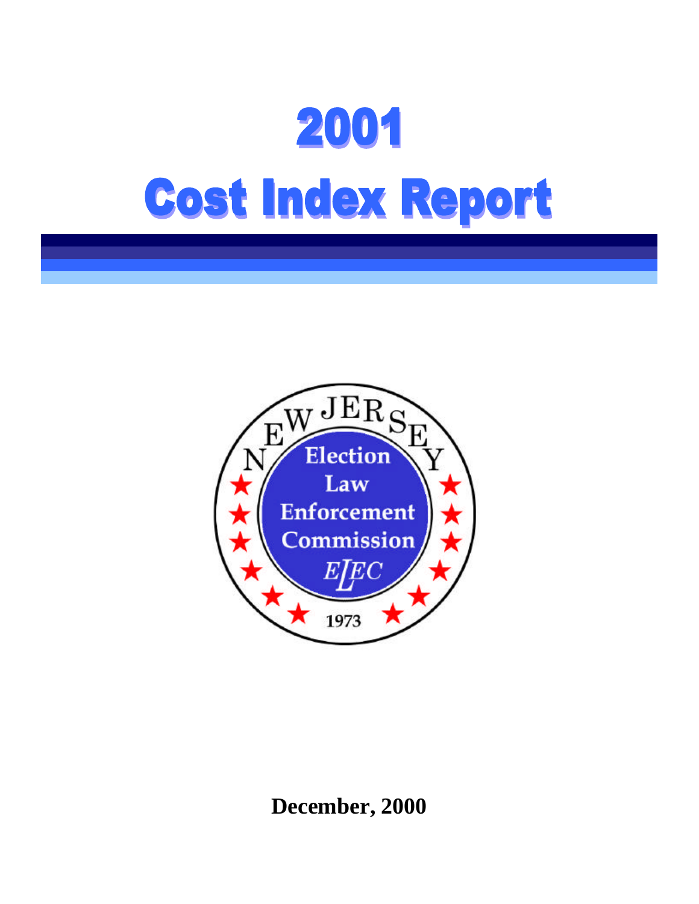# 2001

# Cost Index Report

New Jersey

Election Law Enforcement Commission

ELEC

1973

**December, 2000**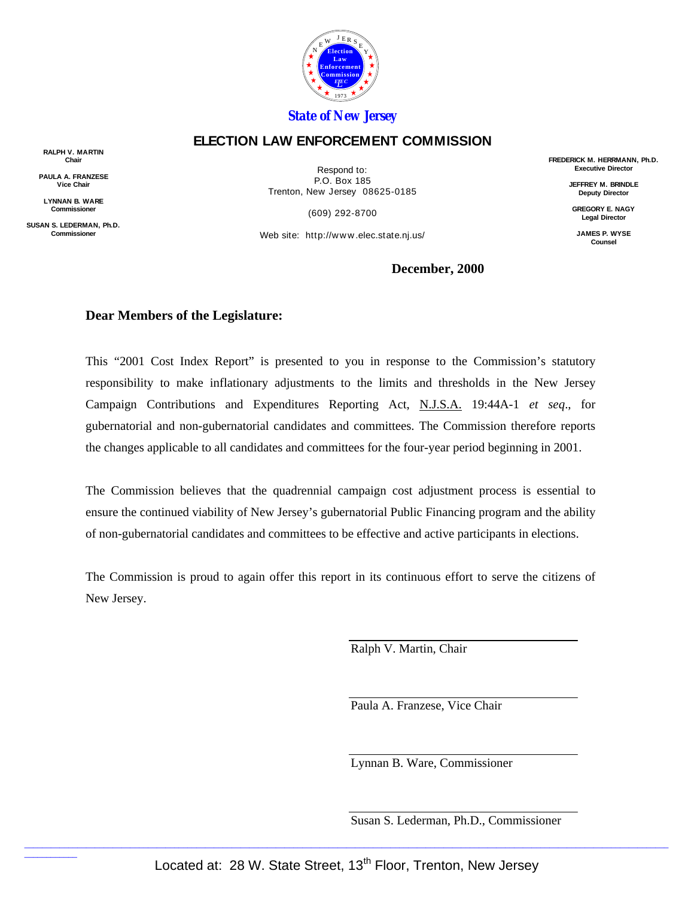**State of New Jersey**

## ELECTION LAW ENFORCEMENT COMMISSION

**RALPH V. MARTIN**
Chair

**PAULA A. FRANZESE**
Vice Chair

**LYNNAN B. WARE**
Commissioner

**SUSAN S. LEDERMAN, Ph.D.**
Commissioner

Respond to:
P.O. Box 185
Trenton, New Jersey 08625-0185

(609) 292-8700

Web site: http://www.elec.state.nj.us/

**FREDERICK M. HERRMANN, Ph.D.**
Executive Director

**JEFFREY M. BRINDLE**
Deputy Director

**GREGORY E. NAGY**
Legal Director

**JAMES P. WYSE**
Counsel

**December, 2000**

**Dear Members of the Legislature:**

This "2001 Cost Index Report" is presented to you in response to the Commission's statutory responsibility to make inflationary adjustments to the limits and thresholds in the New Jersey Campaign Contributions and Expenditures Reporting Act, N.J.S.A. 19:44A-1 *et seq*., for gubernatorial and non-gubernatorial candidates and committees. The Commission therefore reports the changes applicable to all candidates and committees for the four-year period beginning in 2001.

The Commission believes that the quadrennial campaign cost adjustment process is essential to ensure the continued viability of New Jersey's gubernatorial Public Financing program and the ability of non-gubernatorial candidates and committees to be effective and active participants in elections.

The Commission is proud to again offer this report in its continuous effort to serve the citizens of New Jersey.

Ralph V. Martin, Chair

Paula A. Franzese, Vice Chair

Lynnan B. Ware, Commissioner

Susan S. Lederman, Ph.D., Commissioner

Located at: 28 W. State Street, 13th Floor, Trenton, New Jersey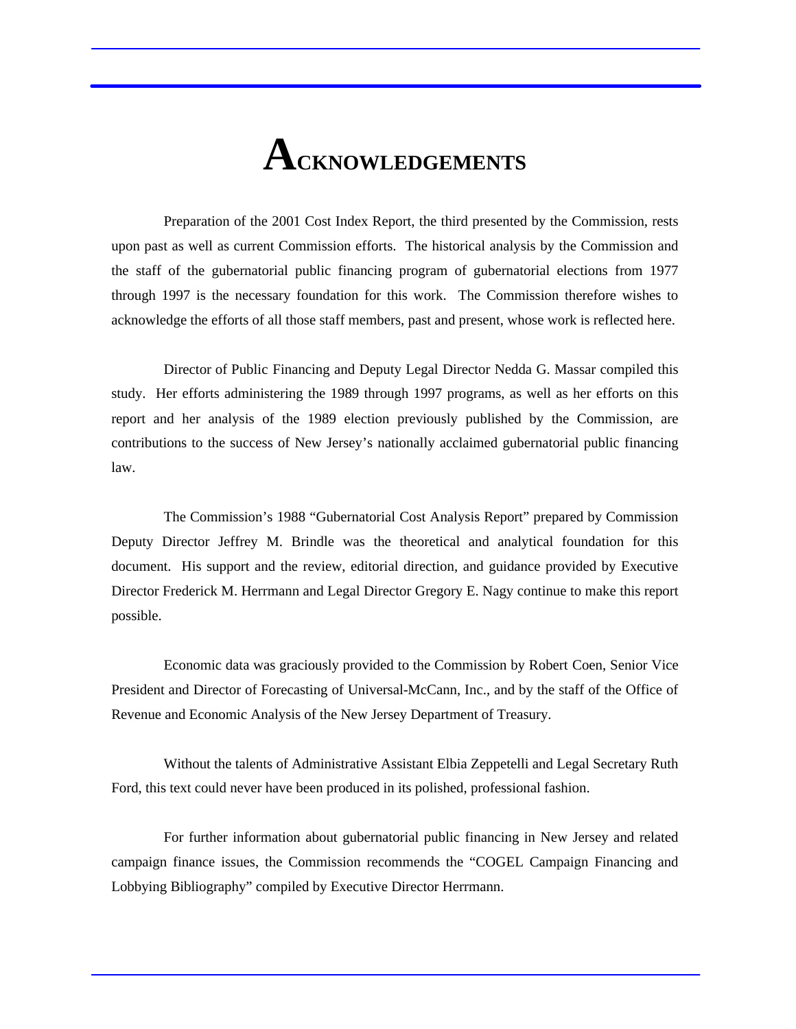# ACKNOWLEDGEMENTS

Preparation of the 2001 Cost Index Report, the third presented by the Commission, rests upon past as well as current Commission efforts. The historical analysis by the Commission and the staff of the gubernatorial public financing program of gubernatorial elections from 1977 through 1997 is the necessary foundation for this work. The Commission therefore wishes to acknowledge the efforts of all those staff members, past and present, whose work is reflected here.

Director of Public Financing and Deputy Legal Director Nedda G. Massar compiled this study. Her efforts administering the 1989 through 1997 programs, as well as her efforts on this report and her analysis of the 1989 election previously published by the Commission, are contributions to the success of New Jersey's nationally acclaimed gubernatorial public financing law.

The Commission's 1988 "Gubernatorial Cost Analysis Report" prepared by Commission Deputy Director Jeffrey M. Brindle was the theoretical and analytical foundation for this document. His support and the review, editorial direction, and guidance provided by Executive Director Frederick M. Herrmann and Legal Director Gregory E. Nagy continue to make this report possible.

Economic data was graciously provided to the Commission by Robert Coen, Senior Vice President and Director of Forecasting of Universal-McCann, Inc., and by the staff of the Office of Revenue and Economic Analysis of the New Jersey Department of Treasury.

Without the talents of Administrative Assistant Elbia Zeppetelli and Legal Secretary Ruth Ford, this text could never have been produced in its polished, professional fashion.

For further information about gubernatorial public financing in New Jersey and related campaign finance issues, the Commission recommends the "COGEL Campaign Financing and Lobbying Bibliography" compiled by Executive Director Herrmann.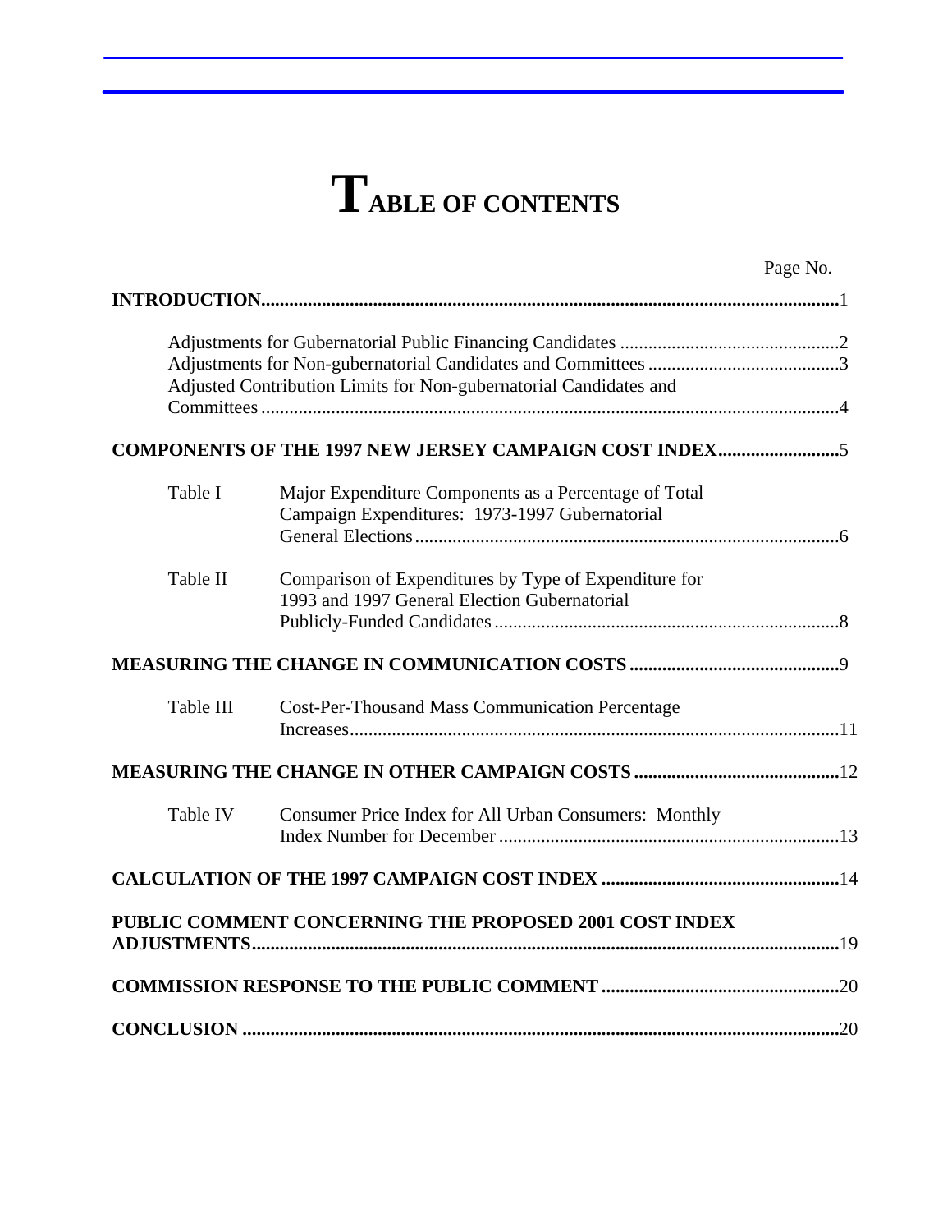# TABLE OF CONTENTS

Page No.

**INTRODUCTION** ........................................................................................................ 1

Adjustments for Gubernatorial Public Financing Candidates ............................................ 2
Adjustments for Non-gubernatorial Candidates and Committees ........................................ 3
Adjusted Contribution Limits for Non-gubernatorial Candidates and Committees ............................................................................................................ 4

**COMPONENTS OF THE 1997 NEW JERSEY CAMPAIGN COST INDEX** ......................... 5

| | | |
|---|---|---|
| Table I | Major Expenditure Components as a Percentage of Total Campaign Expenditures: 1973-1997 Gubernatorial General Elections | 6 |
| Table II | Comparison of Expenditures by Type of Expenditure for 1993 and 1997 General Election Gubernatorial Publicly-Funded Candidates | 8 |

**MEASURING THE CHANGE IN COMMUNICATION COSTS** ............................................ 9

| | | |
|---|---|---|
| Table III | Cost-Per-Thousand Mass Communication Percentage Increases | 11 |

**MEASURING THE CHANGE IN OTHER CAMPAIGN COSTS** ........................................... 12

| | | |
|---|---|---|
| Table IV | Consumer Price Index for All Urban Consumers: Monthly Index Number for December | 13 |

**CALCULATION OF THE 1997 CAMPAIGN COST INDEX** .................................................. 14

**PUBLIC COMMENT CONCERNING THE PROPOSED 2001 COST INDEX ADJUSTMENTS** ........................................................................................................ 19

**COMMISSION RESPONSE TO THE PUBLIC COMMENT** .................................................. 20

**CONCLUSION** ............................................................................................................ 20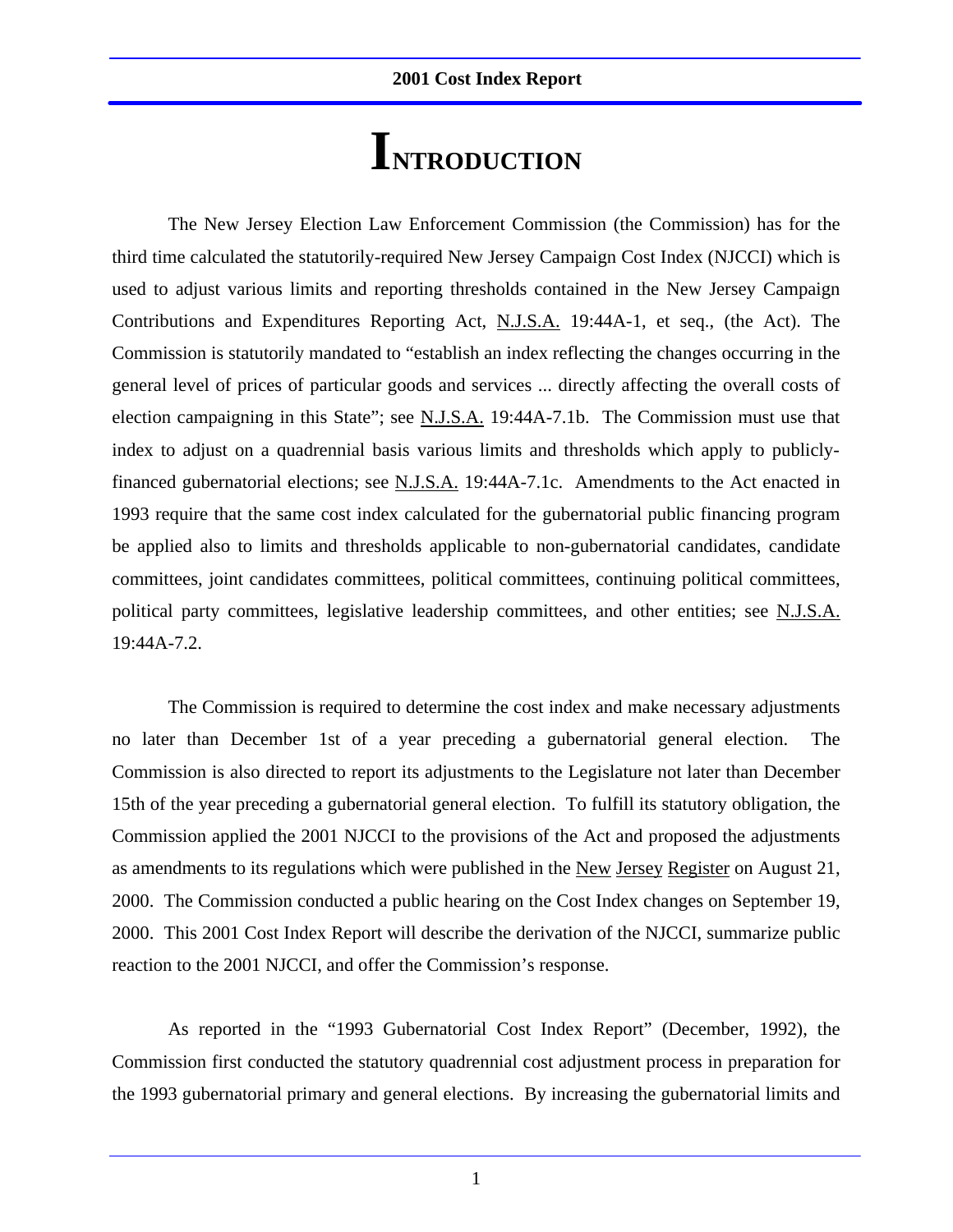# INTRODUCTION

The New Jersey Election Law Enforcement Commission (the Commission) has for the third time calculated the statutorily-required New Jersey Campaign Cost Index (NJCCI) which is used to adjust various limits and reporting thresholds contained in the New Jersey Campaign Contributions and Expenditures Reporting Act, N.J.S.A. 19:44A-1, et seq., (the Act). The Commission is statutorily mandated to "establish an index reflecting the changes occurring in the general level of prices of particular goods and services ... directly affecting the overall costs of election campaigning in this State"; see N.J.S.A. 19:44A-7.1b. The Commission must use that index to adjust on a quadrennial basis various limits and thresholds which apply to publicly-financed gubernatorial elections; see N.J.S.A. 19:44A-7.1c. Amendments to the Act enacted in 1993 require that the same cost index calculated for the gubernatorial public financing program be applied also to limits and thresholds applicable to non-gubernatorial candidates, candidate committees, joint candidates committees, political committees, continuing political committees, political party committees, legislative leadership committees, and other entities; see N.J.S.A. 19:44A-7.2.

The Commission is required to determine the cost index and make necessary adjustments no later than December 1st of a year preceding a gubernatorial general election. The Commission is also directed to report its adjustments to the Legislature not later than December 15th of the year preceding a gubernatorial general election. To fulfill its statutory obligation, the Commission applied the 2001 NJCCI to the provisions of the Act and proposed the adjustments as amendments to its regulations which were published in the New Jersey Register on August 21, 2000. The Commission conducted a public hearing on the Cost Index changes on September 19, 2000. This 2001 Cost Index Report will describe the derivation of the NJCCI, summarize public reaction to the 2001 NJCCI, and offer the Commission's response.

As reported in the "1993 Gubernatorial Cost Index Report" (December, 1992), the Commission first conducted the statutory quadrennial cost adjustment process in preparation for the 1993 gubernatorial primary and general elections. By increasing the gubernatorial limits and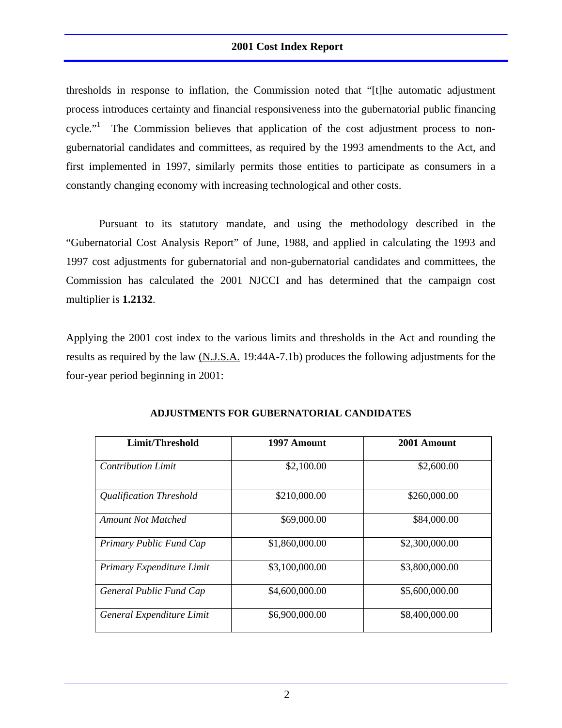thresholds in response to inflation, the Commission noted that "[t]he automatic adjustment process introduces certainty and financial responsiveness into the gubernatorial public financing cycle."[1] The Commission believes that application of the cost adjustment process to non-gubernatorial candidates and committees, as required by the 1993 amendments to the Act, and first implemented in 1997, similarly permits those entities to participate as consumers in a constantly changing economy with increasing technological and other costs.

Pursuant to its statutory mandate, and using the methodology described in the "Gubernatorial Cost Analysis Report" of June, 1988, and applied in calculating the 1993 and 1997 cost adjustments for gubernatorial and non-gubernatorial candidates and committees, the Commission has calculated the 2001 NJCCI and has determined that the campaign cost multiplier is **1.2132**.

Applying the 2001 cost index to the various limits and thresholds in the Act and rounding the results as required by the law (N.J.S.A. 19:44A-7.1b) produces the following adjustments for the four-year period beginning in 2001:

**ADJUSTMENTS FOR GUBERNATORIAL CANDIDATES**

| Limit/Threshold | 1997 Amount | 2001 Amount |
|---|---|---|
| *Contribution Limit* | $2,100.00 | $2,600.00 |
| *Qualification Threshold* | $210,000.00 | $260,000.00 |
| *Amount Not Matched* | $69,000.00 | $84,000.00 |
| *Primary Public Fund Cap* | $1,860,000.00 | $2,300,000.00 |
| *Primary Expenditure Limit* | $3,100,000.00 | $3,800,000.00 |
| *General Public Fund Cap* | $4,600,000.00 | $5,600,000.00 |
| *General Expenditure Limit* | $6,900,000.00 | $8,400,000.00 |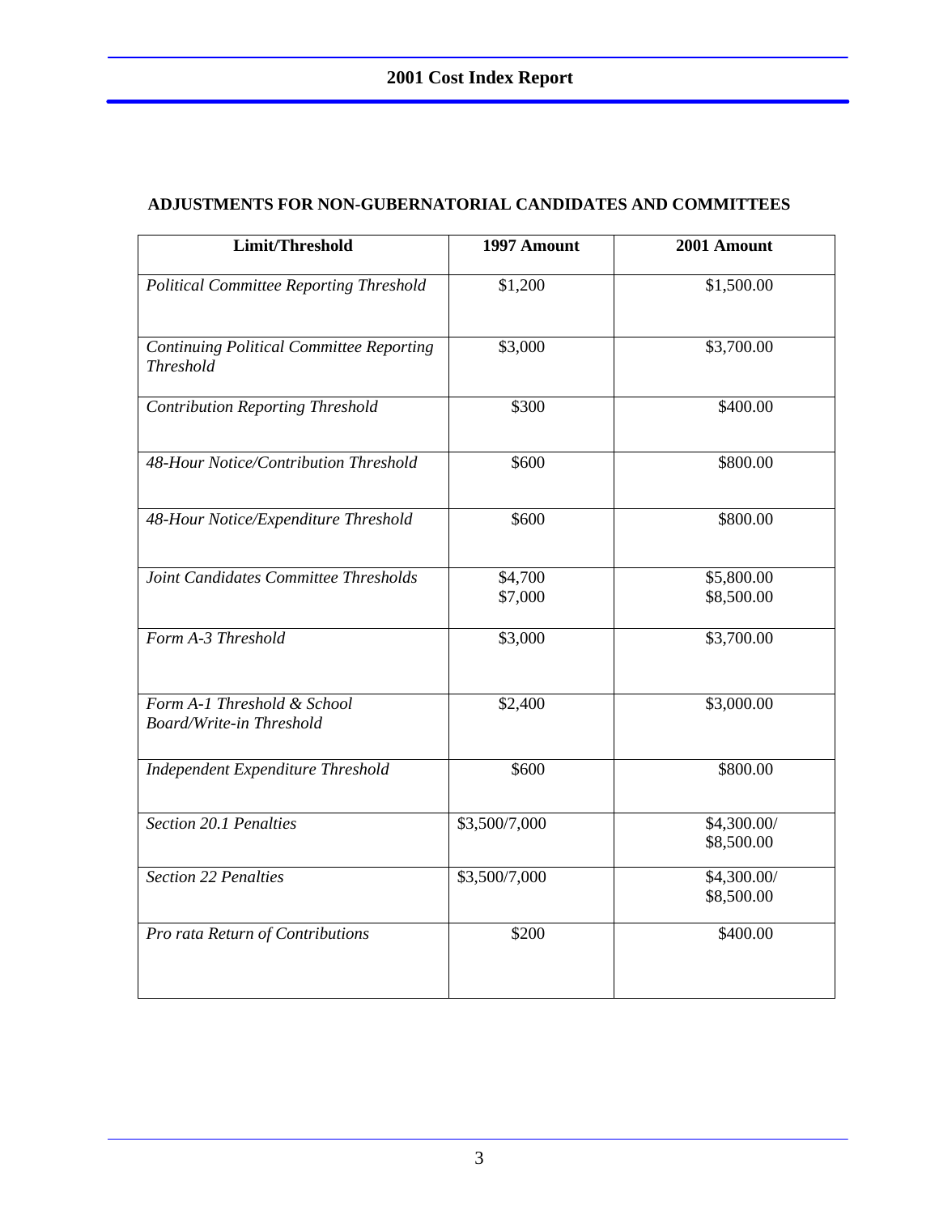## ADJUSTMENTS FOR NON-GUBERNATORIAL CANDIDATES AND COMMITTEES

| Limit/Threshold | 1997 Amount | 2001 Amount |
|---|---|---|
| *Political Committee Reporting Threshold* | \$1,200 | \$1,500.00 |
| *Continuing Political Committee Reporting Threshold* | \$3,000 | \$3,700.00 |
| *Contribution Reporting Threshold* | \$300 | \$400.00 |
| *48-Hour Notice/Contribution Threshold* | \$600 | \$800.00 |
| *48-Hour Notice/Expenditure Threshold* | \$600 | \$800.00 |
| *Joint Candidates Committee Thresholds* | \$4,700<br>\$7,000 | \$5,800.00<br>\$8,500.00 |
| *Form A-3 Threshold* | \$3,000 | \$3,700.00 |
| *Form A-1 Threshold & School Board/Write-in Threshold* | \$2,400 | \$3,000.00 |
| *Independent Expenditure Threshold* | \$600 | \$800.00 |
| *Section 20.1 Penalties* | \$3,500/7,000 | \$4,300.00/ \$8,500.00 |
| *Section 22 Penalties* | \$3,500/7,000 | \$4,300.00/ \$8,500.00 |
| *Pro rata Return of Contributions* | \$200 | \$400.00 |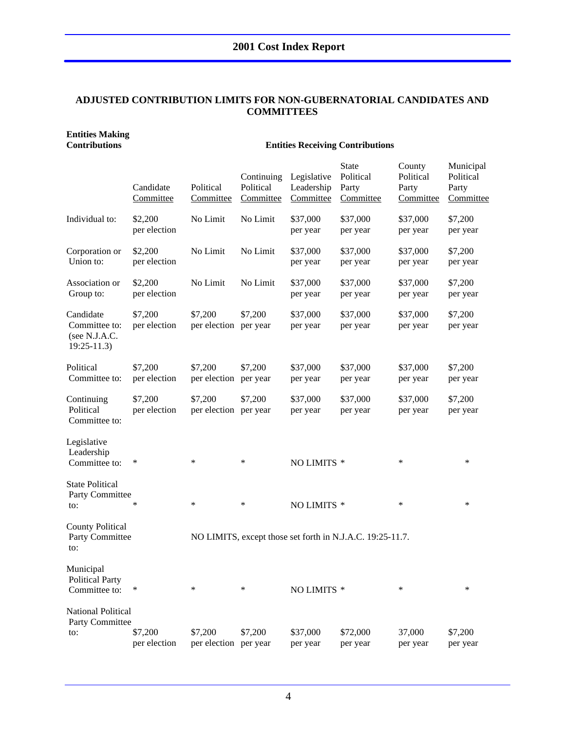## ADJUSTED CONTRIBUTION LIMITS FOR NON-GUBERNATORIAL CANDIDATES AND COMMITTEES

| Entities Making Contributions | Entities Receiving Contributions | | | | | | |
|---|---|---|---|---|---|---|---|
| | Candidate Committee | Political Committee | Continuing Political Committee | Legislative Leadership Committee | State Political Party Committee | County Political Party Committee | Municipal Political Party Committee |
| Individual to: | $2,200 per election | No Limit | No Limit | $37,000 per year | $37,000 per year | $37,000 per year | $7,200 per year |
| Corporation or Union to: | $2,200 per election | No Limit | No Limit | $37,000 per year | $37,000 per year | $37,000 per year | $7,200 per year |
| Association or Group to: | $2,200 per election | No Limit | No Limit | $37,000 per year | $37,000 per year | $37,000 per year | $7,200 per year |
| Candidate Committee to: (see N.J.A.C. 19:25-11.3) | $7,200 per election | $7,200 per election | $7,200 per year | $37,000 per year | $37,000 per year | $37,000 per year | $7,200 per year |
| Political Committee to: | $7,200 per election | $7,200 per election | $7,200 per year | $37,000 per year | $37,000 per year | $37,000 per year | $7,200 per year |
| Continuing Political Committee to: | $7,200 per election | $7,200 per election | $7,200 per year | $37,000 per year | $37,000 per year | $37,000 per year | $7,200 per year |
| Legislative Leadership Committee to: | * | * | * | NO LIMITS | * | * | * |
| State Political Party Committee to: | * | * | * | NO LIMITS | * | * | * |
| County Political Party Committee to: | | NO LIMITS, except those set forth in N.J.A.C. 19:25-11.7. | | | | | |
| Municipal Political Party Committee to: | * | * | * | NO LIMITS | * | * | * |
| National Political Party Committee to: | $7,200 per election | $7,200 per election | $7,200 per year | $37,000 per year | $72,000 per year | 37,000 per year | $7,200 per year |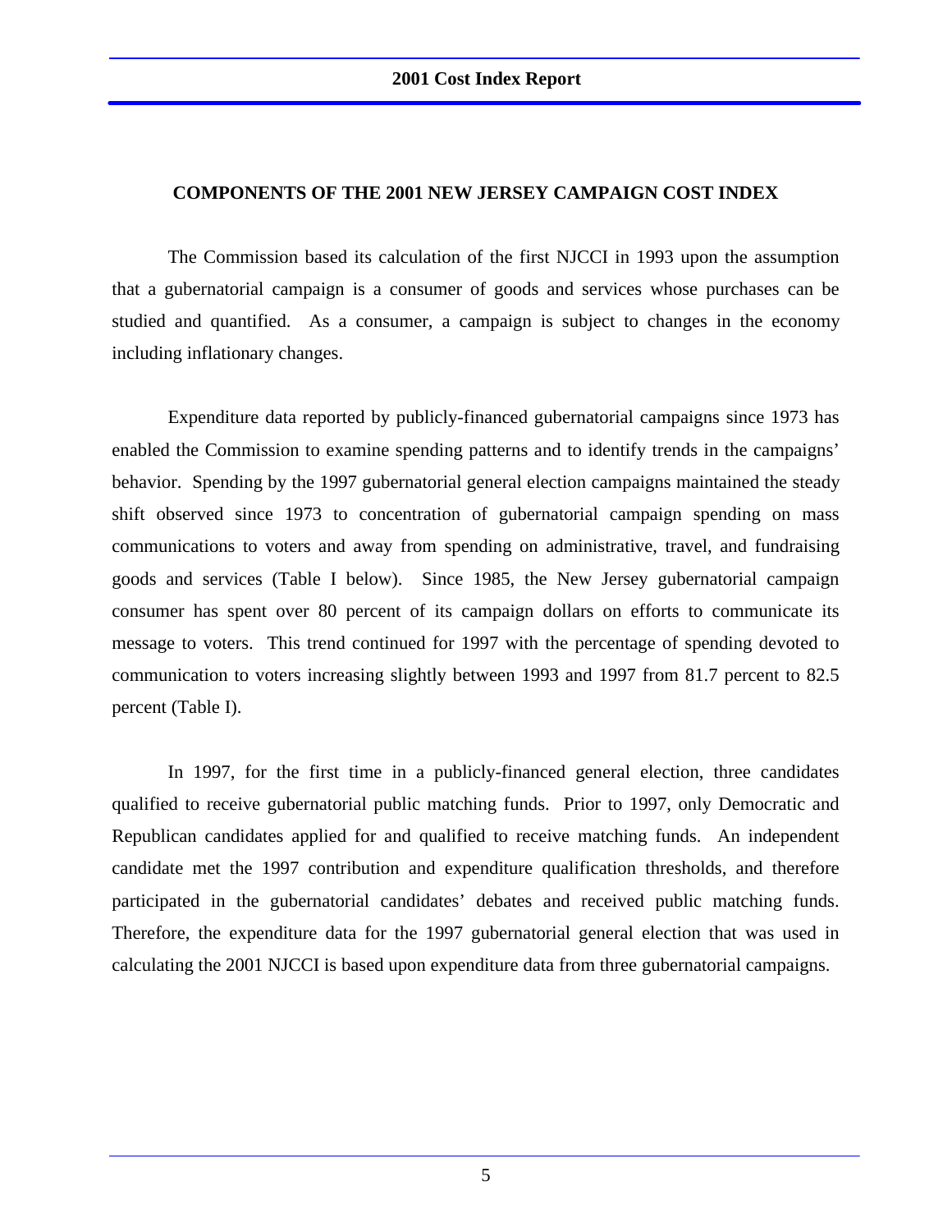## COMPONENTS OF THE 2001 NEW JERSEY CAMPAIGN COST INDEX

The Commission based its calculation of the first NJCCI in 1993 upon the assumption that a gubernatorial campaign is a consumer of goods and services whose purchases can be studied and quantified. As a consumer, a campaign is subject to changes in the economy including inflationary changes.

Expenditure data reported by publicly-financed gubernatorial campaigns since 1973 has enabled the Commission to examine spending patterns and to identify trends in the campaigns' behavior. Spending by the 1997 gubernatorial general election campaigns maintained the steady shift observed since 1973 to concentration of gubernatorial campaign spending on mass communications to voters and away from spending on administrative, travel, and fundraising goods and services (Table I below). Since 1985, the New Jersey gubernatorial campaign consumer has spent over 80 percent of its campaign dollars on efforts to communicate its message to voters. This trend continued for 1997 with the percentage of spending devoted to communication to voters increasing slightly between 1993 and 1997 from 81.7 percent to 82.5 percent (Table I).

In 1997, for the first time in a publicly-financed general election, three candidates qualified to receive gubernatorial public matching funds. Prior to 1997, only Democratic and Republican candidates applied for and qualified to receive matching funds. An independent candidate met the 1997 contribution and expenditure qualification thresholds, and therefore participated in the gubernatorial candidates' debates and received public matching funds. Therefore, the expenditure data for the 1997 gubernatorial general election that was used in calculating the 2001 NJCCI is based upon expenditure data from three gubernatorial campaigns.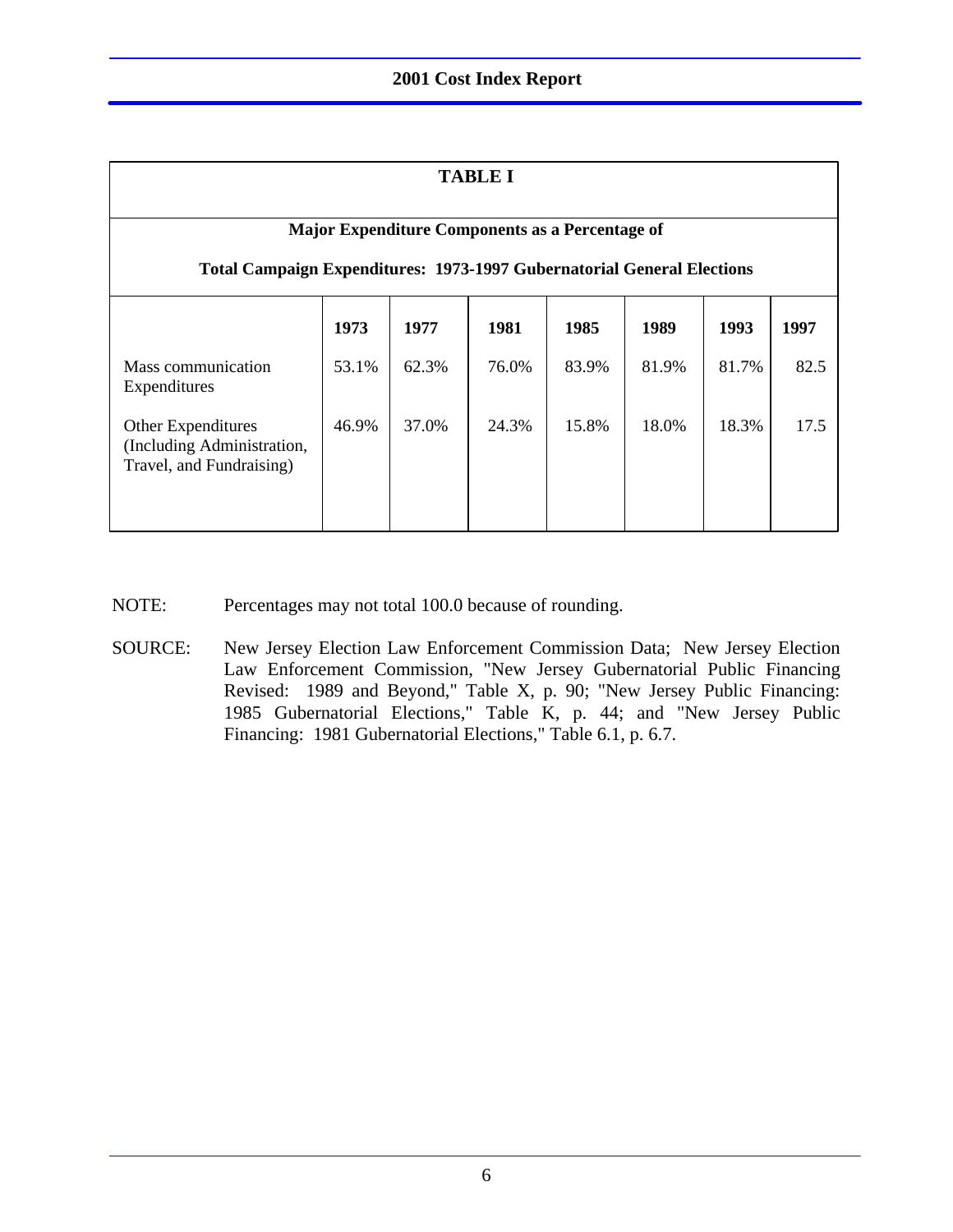## TABLE I

### Major Expenditure Components as a Percentage of Total Campaign Expenditures: 1973-1997 Gubernatorial General Elections

| | 1973 | 1977 | 1981 | 1985 | 1989 | 1993 | 1997 |
|---|---|---|---|---|---|---|---|
| Mass communication Expenditures | 53.1% | 62.3% | 76.0% | 83.9% | 81.9% | 81.7% | 82.5 |
| Other Expenditures (Including Administration, Travel, and Fundraising) | 46.9% | 37.0% | 24.3% | 15.8% | 18.0% | 18.3% | 17.5 |

NOTE: Percentages may not total 100.0 because of rounding.

SOURCE: New Jersey Election Law Enforcement Commission Data; New Jersey Election Law Enforcement Commission, "New Jersey Gubernatorial Public Financing Revised: 1989 and Beyond," Table X, p. 90; "New Jersey Public Financing: 1985 Gubernatorial Elections," Table K, p. 44; and "New Jersey Public Financing: 1981 Gubernatorial Elections," Table 6.1, p. 6.7.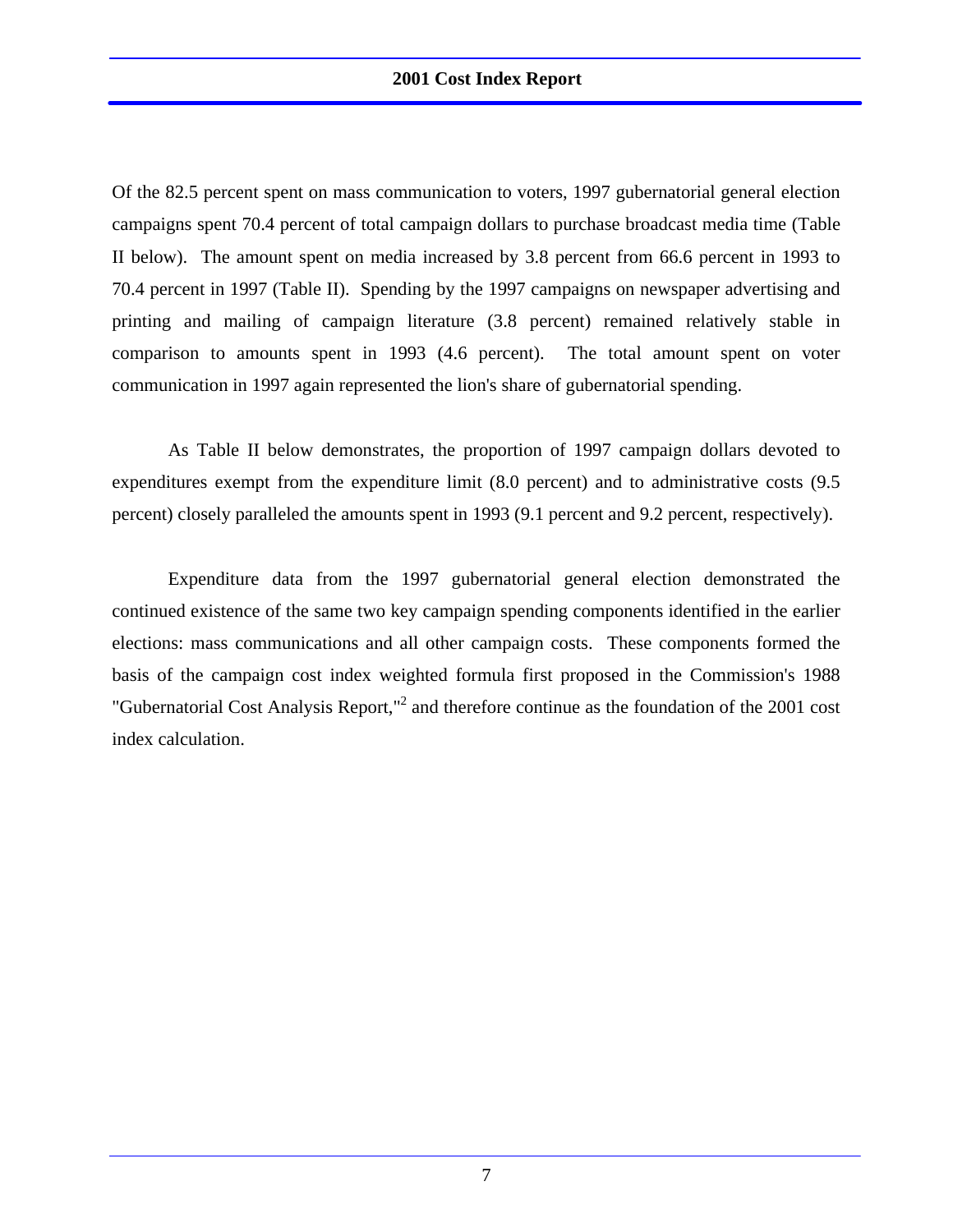Of the 82.5 percent spent on mass communication to voters, 1997 gubernatorial general election campaigns spent 70.4 percent of total campaign dollars to purchase broadcast media time (Table II below). The amount spent on media increased by 3.8 percent from 66.6 percent in 1993 to 70.4 percent in 1997 (Table II). Spending by the 1997 campaigns on newspaper advertising and printing and mailing of campaign literature (3.8 percent) remained relatively stable in comparison to amounts spent in 1993 (4.6 percent). The total amount spent on voter communication in 1997 again represented the lion's share of gubernatorial spending.

As Table II below demonstrates, the proportion of 1997 campaign dollars devoted to expenditures exempt from the expenditure limit (8.0 percent) and to administrative costs (9.5 percent) closely paralleled the amounts spent in 1993 (9.1 percent and 9.2 percent, respectively).

Expenditure data from the 1997 gubernatorial general election demonstrated the continued existence of the same two key campaign spending components identified in the earlier elections: mass communications and all other campaign costs. These components formed the basis of the campaign cost index weighted formula first proposed in the Commission's 1988 "Gubernatorial Cost Analysis Report,"[2] and therefore continue as the foundation of the 2001 cost index calculation.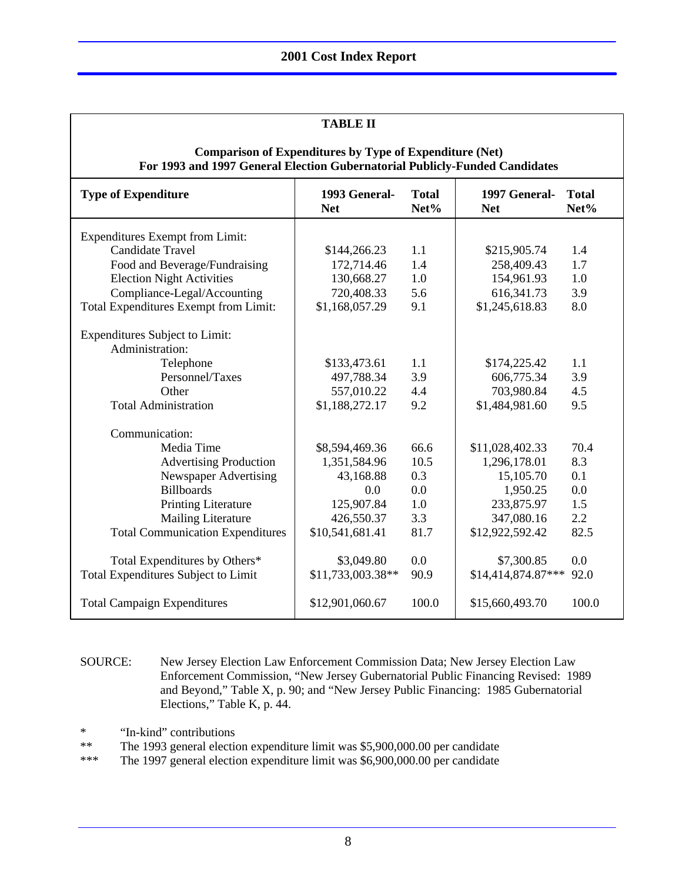**TABLE II**

**Comparison of Expenditures by Type of Expenditure (Net)**
**For 1993 and 1997 General Election Gubernatorial Publicly-Funded Candidates**

| Type of Expenditure | 1993 General-Net | Total Net% | 1997 General-Net | Total Net% |
|---|---|---|---|---|
| Expenditures Exempt from Limit: | | | | |
| Candidate Travel | $144,266.23 | 1.1 | $215,905.74 | 1.4 |
| Food and Beverage/Fundraising | 172,714.46 | 1.4 | 258,409.43 | 1.7 |
| Election Night Activities | 130,668.27 | 1.0 | 154,961.93 | 1.0 |
| Compliance-Legal/Accounting | 720,408.33 | 5.6 | 616,341.73 | 3.9 |
| Total Expenditures Exempt from Limit: | $1,168,057.29 | 9.1 | $1,245,618.83 | 8.0 |
| Expenditures Subject to Limit: | | | | |
| Administration: | | | | |
| Telephone | $133,473.61 | 1.1 | $174,225.42 | 1.1 |
| Personnel/Taxes | 497,788.34 | 3.9 | 606,775.34 | 3.9 |
| Other | 557,010.22 | 4.4 | 703,980.84 | 4.5 |
| Total Administration | $1,188,272.17 | 9.2 | $1,484,981.60 | 9.5 |
| Communication: | | | | |
| Media Time | $8,594,469.36 | 66.6 | $11,028,402.33 | 70.4 |
| Advertising Production | 1,351,584.96 | 10.5 | 1,296,178.01 | 8.3 |
| Newspaper Advertising | 43,168.88 | 0.3 | 15,105.70 | 0.1 |
| Billboards | 0.0 | 0.0 | 1,950.25 | 0.0 |
| Printing Literature | 125,907.84 | 1.0 | 233,875.97 | 1.5 |
| Mailing Literature | 426,550.37 | 3.3 | 347,080.16 | 2.2 |
| Total Communication Expenditures | $10,541,681.41 | 81.7 | $12,922,592.42 | 82.5 |
| Total Expenditures by Others* | $3,049.80 | 0.0 | $7,300.85 | 0.0 |
| Total Expenditures Subject to Limit | $11,733,003.38** | 90.9 | $14,414,874.87*** | 92.0 |
| Total Campaign Expenditures | $12,901,060.67 | 100.0 | $15,660,493.70 | 100.0 |

SOURCE: New Jersey Election Law Enforcement Commission Data; New Jersey Election Law Enforcement Commission, "New Jersey Gubernatorial Public Financing Revised: 1989 and Beyond," Table X, p. 90; and "New Jersey Public Financing: 1985 Gubernatorial Elections," Table K, p. 44.

\* "In-kind" contributions

\** The 1993 general election expenditure limit was $5,900,000.00 per candidate

\*** The 1997 general election expenditure limit was $6,900,000.00 per candidate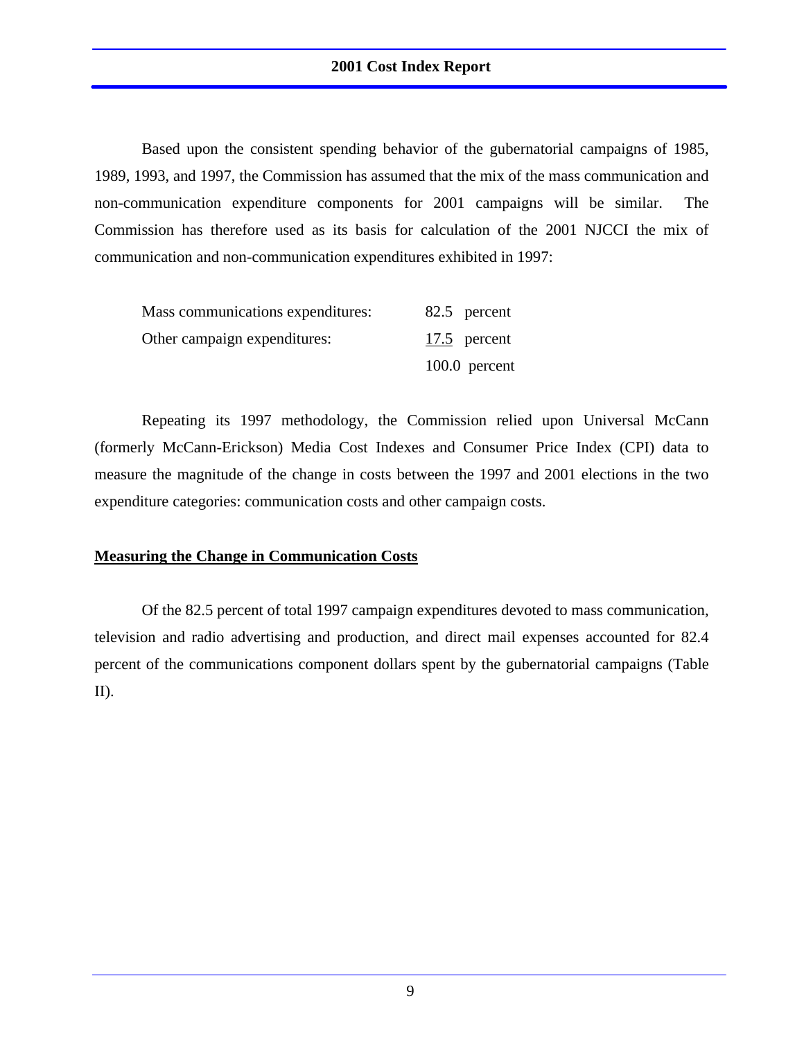Based upon the consistent spending behavior of the gubernatorial campaigns of 1985, 1989, 1993, and 1997, the Commission has assumed that the mix of the mass communication and non-communication expenditure components for 2001 campaigns will be similar. The Commission has therefore used as its basis for calculation of the 2001 NJCCI the mix of communication and non-communication expenditures exhibited in 1997:

| | |
|---|---|
| Mass communications expenditures: | 82.5 percent |
| Other campaign expenditures: | 17.5 percent |
| | 100.0 percent |

Repeating its 1997 methodology, the Commission relied upon Universal McCann (formerly McCann-Erickson) Media Cost Indexes and Consumer Price Index (CPI) data to measure the magnitude of the change in costs between the 1997 and 2001 elections in the two expenditure categories: communication costs and other campaign costs.

**Measuring the Change in Communication Costs**

Of the 82.5 percent of total 1997 campaign expenditures devoted to mass communication, television and radio advertising and production, and direct mail expenses accounted for 82.4 percent of the communications component dollars spent by the gubernatorial campaigns (Table II).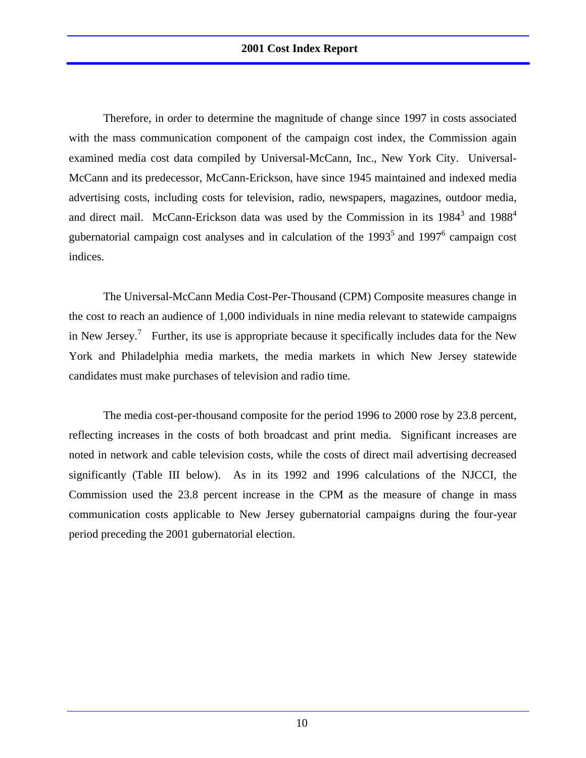Therefore, in order to determine the magnitude of change since 1997 in costs associated with the mass communication component of the campaign cost index, the Commission again examined media cost data compiled by Universal-McCann, Inc., New York City. Universal-McCann and its predecessor, McCann-Erickson, have since 1945 maintained and indexed media advertising costs, including costs for television, radio, newspapers, magazines, outdoor media, and direct mail. McCann-Erickson data was used by the Commission in its 1984[3] and 1988[4] gubernatorial campaign cost analyses and in calculation of the 1993[5] and 1997[6] campaign cost indices.

The Universal-McCann Media Cost-Per-Thousand (CPM) Composite measures change in the cost to reach an audience of 1,000 individuals in nine media relevant to statewide campaigns in New Jersey.[7] Further, its use is appropriate because it specifically includes data for the New York and Philadelphia media markets, the media markets in which New Jersey statewide candidates must make purchases of television and radio time.

The media cost-per-thousand composite for the period 1996 to 2000 rose by 23.8 percent, reflecting increases in the costs of both broadcast and print media. Significant increases are noted in network and cable television costs, while the costs of direct mail advertising decreased significantly (Table III below). As in its 1992 and 1996 calculations of the NJCCI, the Commission used the 23.8 percent increase in the CPM as the measure of change in mass communication costs applicable to New Jersey gubernatorial campaigns during the four-year period preceding the 2001 gubernatorial election.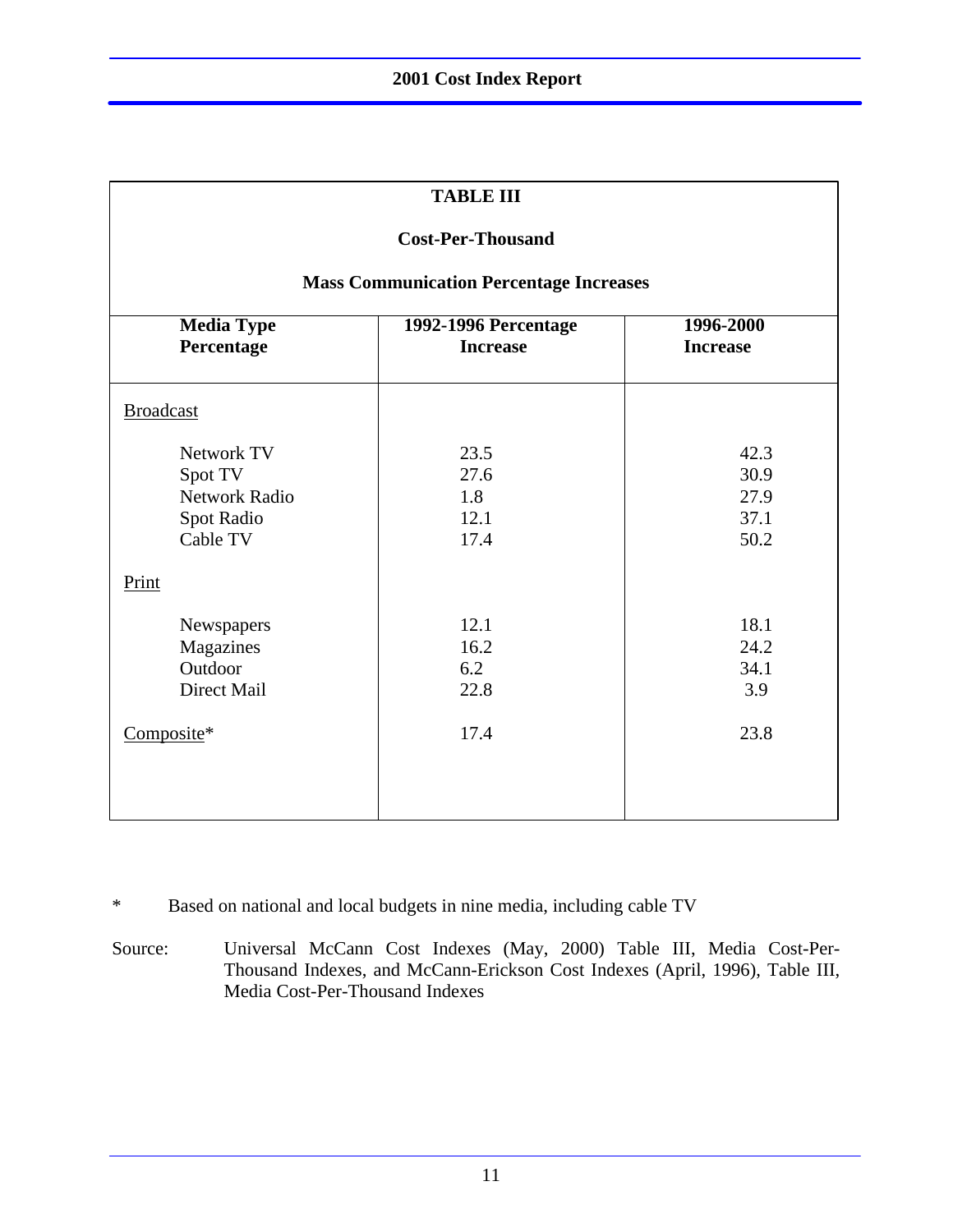## TABLE III

### Cost-Per-Thousand

### Mass Communication Percentage Increases

| Media Type Percentage | 1992-1996 Percentage Increase | 1996-2000 Increase |
|---|---|---|
| Broadcast | | |
| Network TV | 23.5 | 42.3 |
| Spot TV | 27.6 | 30.9 |
| Network Radio | 1.8 | 27.9 |
| Spot Radio | 12.1 | 37.1 |
| Cable TV | 17.4 | 50.2 |
| Print | | |
| Newspapers | 12.1 | 18.1 |
| Magazines | 16.2 | 24.2 |
| Outdoor | 6.2 | 34.1 |
| Direct Mail | 22.8 | 3.9 |
| Composite* | 17.4 | 23.8 |

\* Based on national and local budgets in nine media, including cable TV

Source: Universal McCann Cost Indexes (May, 2000) Table III, Media Cost-Per-Thousand Indexes, and McCann-Erickson Cost Indexes (April, 1996), Table III, Media Cost-Per-Thousand Indexes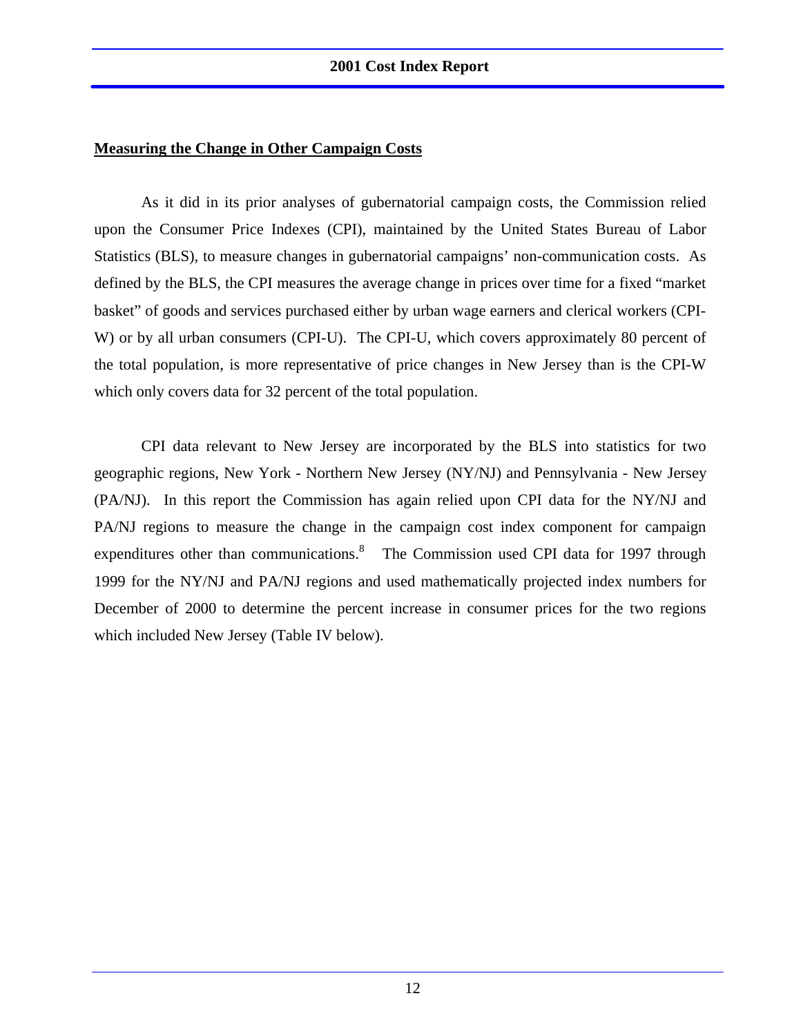## Measuring the Change in Other Campaign Costs

As it did in its prior analyses of gubernatorial campaign costs, the Commission relied upon the Consumer Price Indexes (CPI), maintained by the United States Bureau of Labor Statistics (BLS), to measure changes in gubernatorial campaigns' non-communication costs. As defined by the BLS, the CPI measures the average change in prices over time for a fixed "market basket" of goods and services purchased either by urban wage earners and clerical workers (CPI-W) or by all urban consumers (CPI-U). The CPI-U, which covers approximately 80 percent of the total population, is more representative of price changes in New Jersey than is the CPI-W which only covers data for 32 percent of the total population.

CPI data relevant to New Jersey are incorporated by the BLS into statistics for two geographic regions, New York - Northern New Jersey (NY/NJ) and Pennsylvania - New Jersey (PA/NJ). In this report the Commission has again relied upon CPI data for the NY/NJ and PA/NJ regions to measure the change in the campaign cost index component for campaign expenditures other than communications.[8] The Commission used CPI data for 1997 through 1999 for the NY/NJ and PA/NJ regions and used mathematically projected index numbers for December of 2000 to determine the percent increase in consumer prices for the two regions which included New Jersey (Table IV below).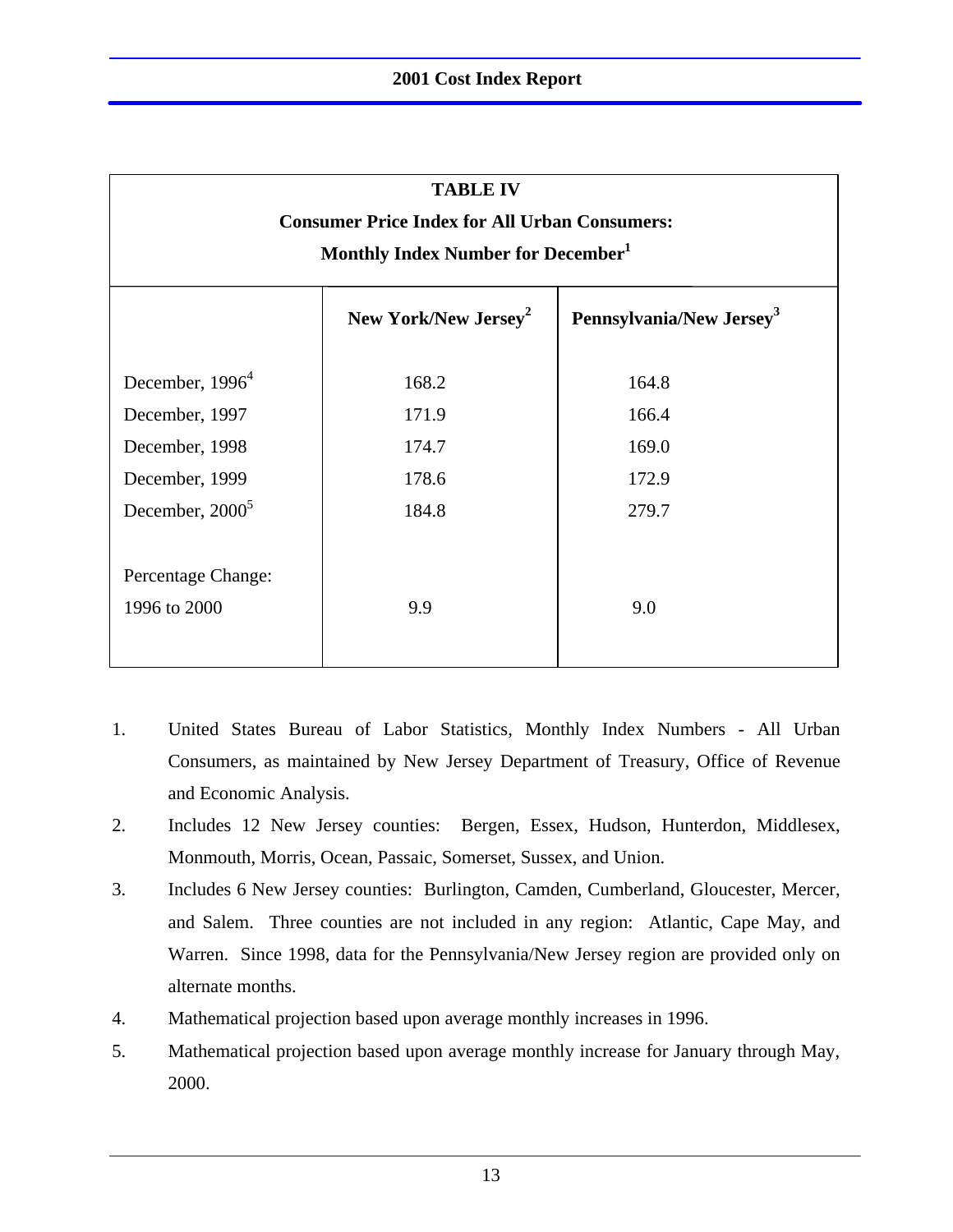**TABLE IV**

**Consumer Price Index for All Urban Consumers:**

**Monthly Index Number for December[1]**

| | New York/New Jersey[2] | Pennsylvania/New Jersey[3] |
|---|---|---|
| December, 1996[4] | 168.2 | 164.8 |
| December, 1997 | 171.9 | 166.4 |
| December, 1998 | 174.7 | 169.0 |
| December, 1999 | 178.6 | 172.9 |
| December, 2000[5] | 184.8 | 279.7 |
| Percentage Change: 1996 to 2000 | 9.9 | 9.0 |

1. United States Bureau of Labor Statistics, Monthly Index Numbers - All Urban Consumers, as maintained by New Jersey Department of Treasury, Office of Revenue and Economic Analysis.
2. Includes 12 New Jersey counties: Bergen, Essex, Hudson, Hunterdon, Middlesex, Monmouth, Morris, Ocean, Passaic, Somerset, Sussex, and Union.
3. Includes 6 New Jersey counties: Burlington, Camden, Cumberland, Gloucester, Mercer, and Salem. Three counties are not included in any region: Atlantic, Cape May, and Warren. Since 1998, data for the Pennsylvania/New Jersey region are provided only on alternate months.
4. Mathematical projection based upon average monthly increases in 1996.
5. Mathematical projection based upon average monthly increase for January through May, 2000.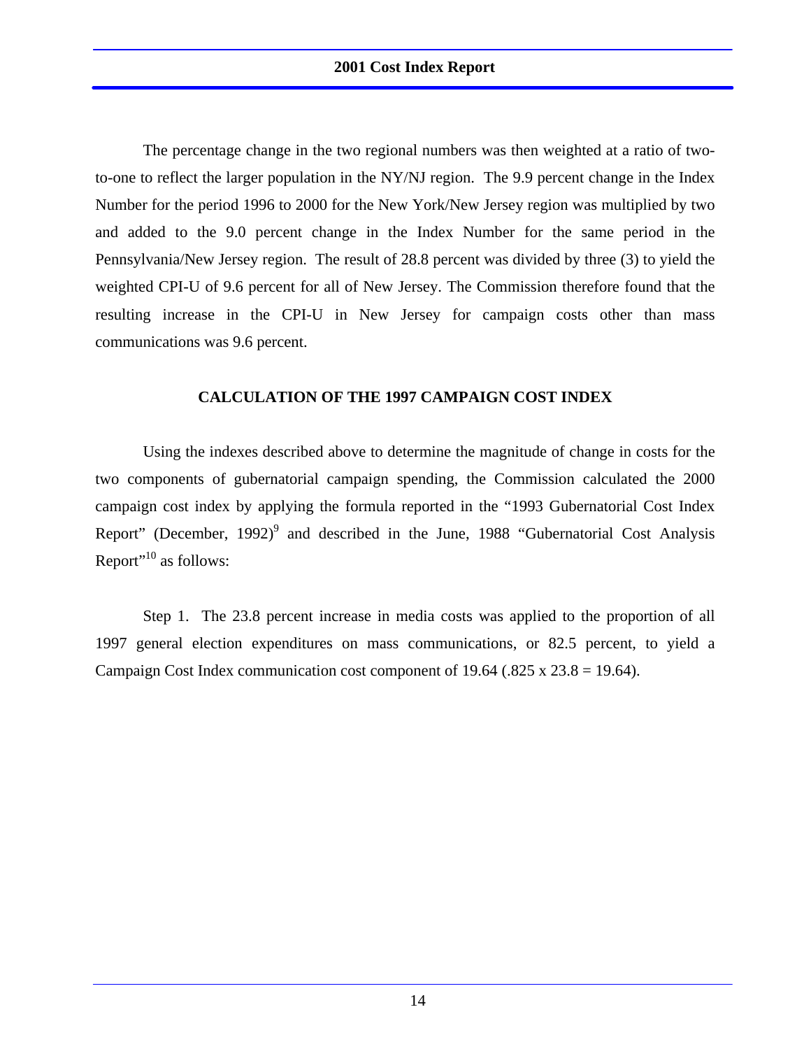The percentage change in the two regional numbers was then weighted at a ratio of two-to-one to reflect the larger population in the NY/NJ region. The 9.9 percent change in the Index Number for the period 1996 to 2000 for the New York/New Jersey region was multiplied by two and added to the 9.0 percent change in the Index Number for the same period in the Pennsylvania/New Jersey region. The result of 28.8 percent was divided by three (3) to yield the weighted CPI-U of 9.6 percent for all of New Jersey. The Commission therefore found that the resulting increase in the CPI-U in New Jersey for campaign costs other than mass communications was 9.6 percent.

## CALCULATION OF THE 1997 CAMPAIGN COST INDEX

Using the indexes described above to determine the magnitude of change in costs for the two components of gubernatorial campaign spending, the Commission calculated the 2000 campaign cost index by applying the formula reported in the "1993 Gubernatorial Cost Index Report" (December, 1992)[9] and described in the June, 1988 "Gubernatorial Cost Analysis Report"[10] as follows:

Step 1. The 23.8 percent increase in media costs was applied to the proportion of all 1997 general election expenditures on mass communications, or 82.5 percent, to yield a Campaign Cost Index communication cost component of 19.64 (.825 x 23.8 = 19.64).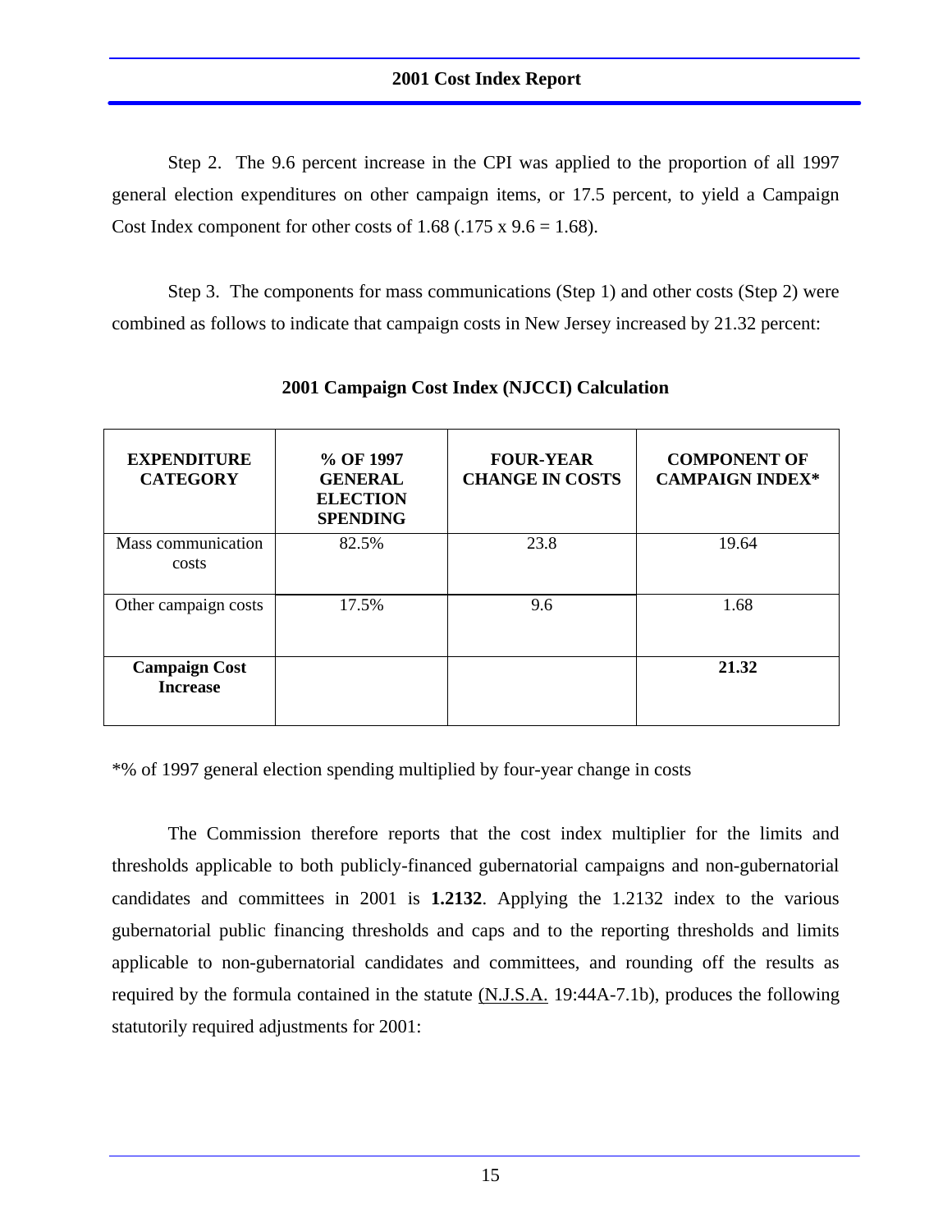Step 2. The 9.6 percent increase in the CPI was applied to the proportion of all 1997 general election expenditures on other campaign items, or 17.5 percent, to yield a Campaign Cost Index component for other costs of 1.68 (.175 x 9.6 = 1.68).

Step 3. The components for mass communications (Step 1) and other costs (Step 2) were combined as follows to indicate that campaign costs in New Jersey increased by 21.32 percent:

**2001 Campaign Cost Index (NJCCI) Calculation**

| EXPENDITURE CATEGORY | % OF 1997 GENERAL ELECTION SPENDING | FOUR-YEAR CHANGE IN COSTS | COMPONENT OF CAMPAIGN INDEX* |
|---|---|---|---|
| Mass communication costs | 82.5% | 23.8 | 19.64 |
| Other campaign costs | 17.5% | 9.6 | 1.68 |
| **Campaign Cost Increase** | | | **21.32** |

*% of 1997 general election spending multiplied by four-year change in costs

The Commission therefore reports that the cost index multiplier for the limits and thresholds applicable to both publicly-financed gubernatorial campaigns and non-gubernatorial candidates and committees in 2001 is **1.2132**. Applying the 1.2132 index to the various gubernatorial public financing thresholds and caps and to the reporting thresholds and limits applicable to non-gubernatorial candidates and committees, and rounding off the results as required by the formula contained in the statute (N.J.S.A. 19:44A-7.1b), produces the following statutorily required adjustments for 2001: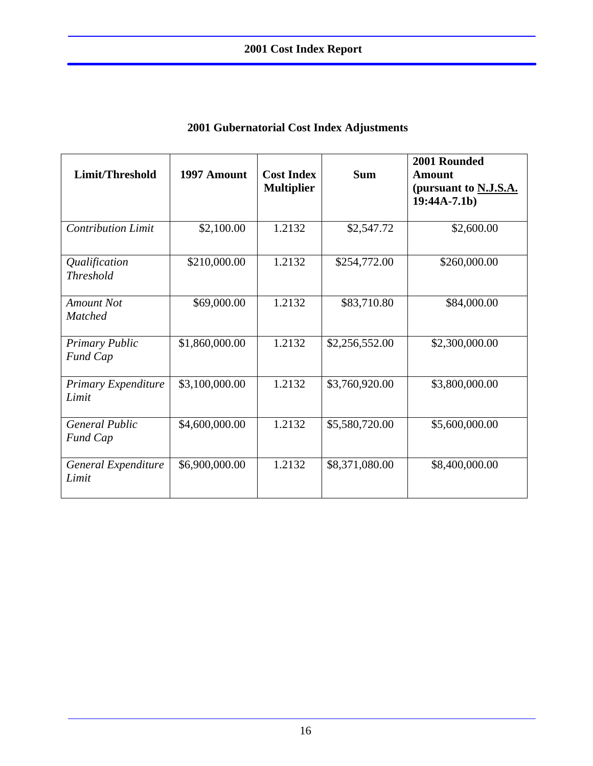## 2001 Gubernatorial Cost Index Adjustments

| **Limit/Threshold** | **1997 Amount** | **Cost Index Multiplier** | **Sum** | **2001 Rounded Amount (pursuant to N.J.S.A. 19:44A-7.1b)** |
|---|---|---|---|---|
| *Contribution Limit* | \$2,100.00 | 1.2132 | \$2,547.72 | \$2,600.00 |
| *Qualification Threshold* | \$210,000.00 | 1.2132 | \$254,772.00 | \$260,000.00 |
| *Amount Not Matched* | \$69,000.00 | 1.2132 | \$83,710.80 | \$84,000.00 |
| *Primary Public Fund Cap* | \$1,860,000.00 | 1.2132 | \$2,256,552.00 | \$2,300,000.00 |
| *Primary Expenditure Limit* | \$3,100,000.00 | 1.2132 | \$3,760,920.00 | \$3,800,000.00 |
| *General Public Fund Cap* | \$4,600,000.00 | 1.2132 | \$5,580,720.00 | \$5,600,000.00 |
| *General Expenditure Limit* | \$6,900,000.00 | 1.2132 | \$8,371,080.00 | \$8,400,000.00 |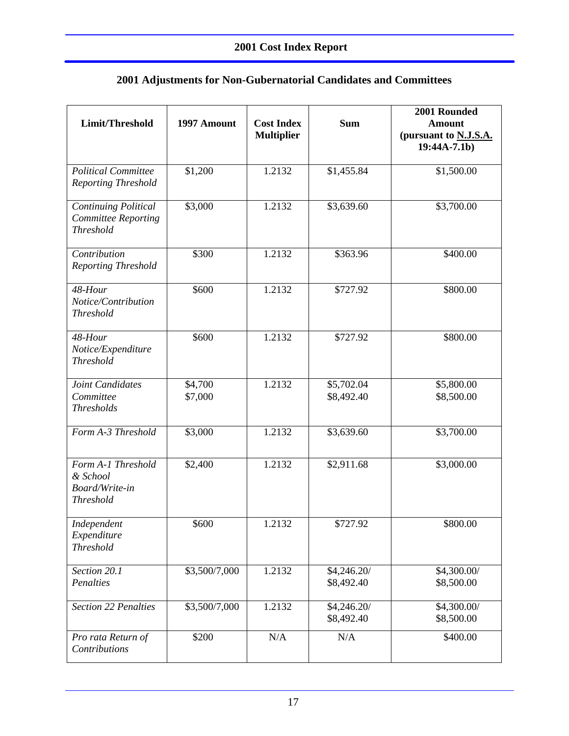## 2001 Adjustments for Non-Gubernatorial Candidates and Committees

| Limit/Threshold | 1997 Amount | Cost Index Multiplier | Sum | 2001 Rounded Amount (pursuant to N.J.S.A. 19:44A-7.1b) |
|---|---|---|---|---|
| *Political Committee Reporting Threshold* | $1,200 | 1.2132 | $1,455.84 | $1,500.00 |
| *Continuing Political Committee Reporting Threshold* | $3,000 | 1.2132 | $3,639.60 | $3,700.00 |
| *Contribution Reporting Threshold* | $300 | 1.2132 | $363.96 | $400.00 |
| *48-Hour Notice/Contribution Threshold* | $600 | 1.2132 | $727.92 | $800.00 |
| *48-Hour Notice/Expenditure Threshold* | $600 | 1.2132 | $727.92 | $800.00 |
| *Joint Candidates Committee Thresholds* | $4,700<br>$7,000 | 1.2132 | $5,702.04<br>$8,492.40 | $5,800.00<br>$8,500.00 |
| *Form A-3 Threshold* | $3,000 | 1.2132 | $3,639.60 | $3,700.00 |
| *Form A-1 Threshold & School Board/Write-in Threshold* | $2,400 | 1.2132 | $2,911.68 | $3,000.00 |
| *Independent Expenditure Threshold* | $600 | 1.2132 | $727.92 | $800.00 |
| *Section 20.1 Penalties* | $3,500/7,000 | 1.2132 | $4,246.20/<br>$8,492.40 | $4,300.00/<br>$8,500.00 |
| *Section 22 Penalties* | $3,500/7,000 | 1.2132 | $4,246.20/<br>$8,492.40 | $4,300.00/<br>$8,500.00 |
| *Pro rata Return of Contributions* | $200 | N/A | N/A | $400.00 |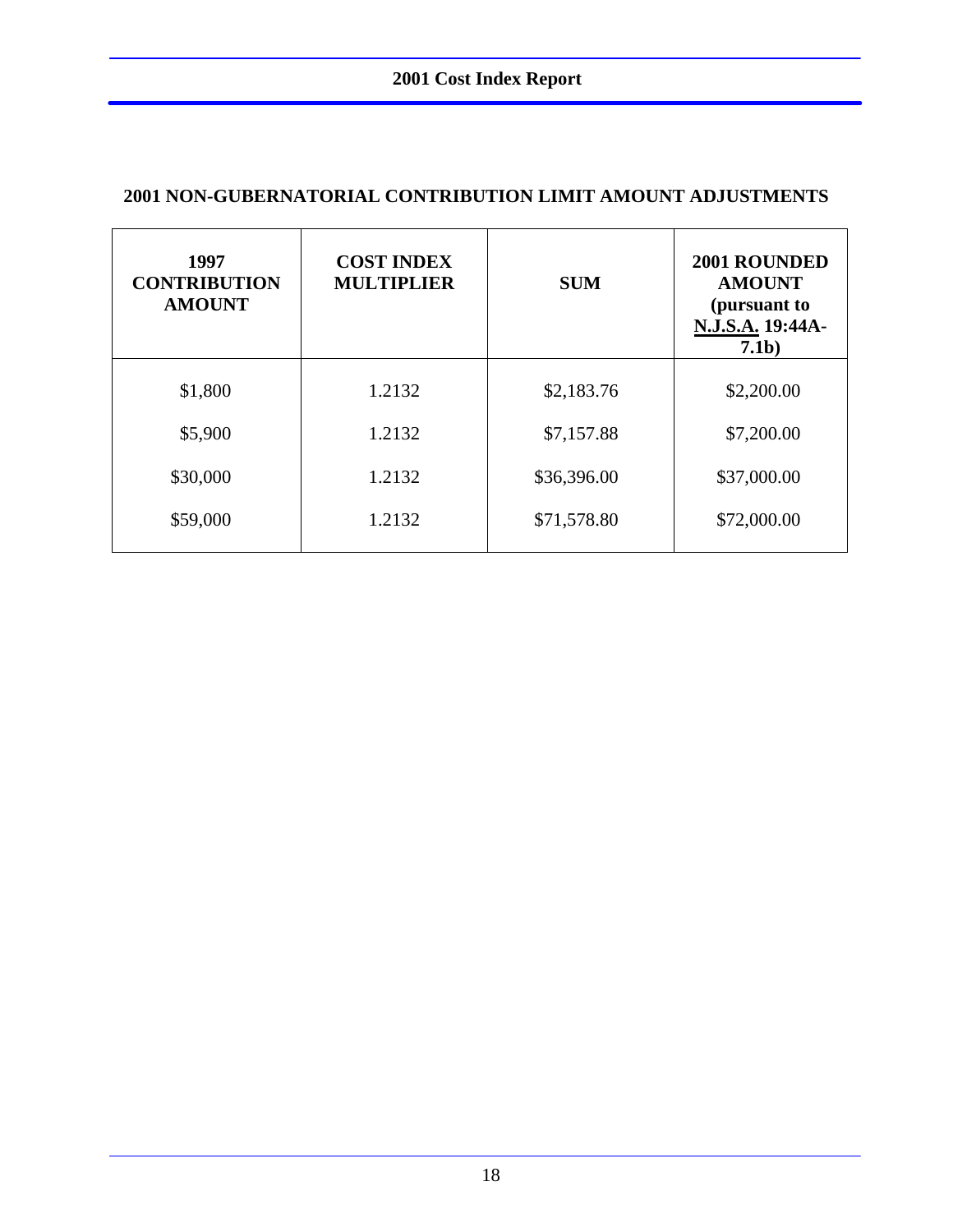## 2001 NON-GUBERNATORIAL CONTRIBUTION LIMIT AMOUNT ADJUSTMENTS

| 1997 CONTRIBUTION AMOUNT | COST INDEX MULTIPLIER | SUM | 2001 ROUNDED AMOUNT (pursuant to N.J.S.A. 19:44A-7.1b) |
|---|---|---|---|
| $1,800 | 1.2132 | $2,183.76 | $2,200.00 |
| $5,900 | 1.2132 | $7,157.88 | $7,200.00 |
| $30,000 | 1.2132 | $36,396.00 | $37,000.00 |
| $59,000 | 1.2132 | $71,578.80 | $72,000.00 |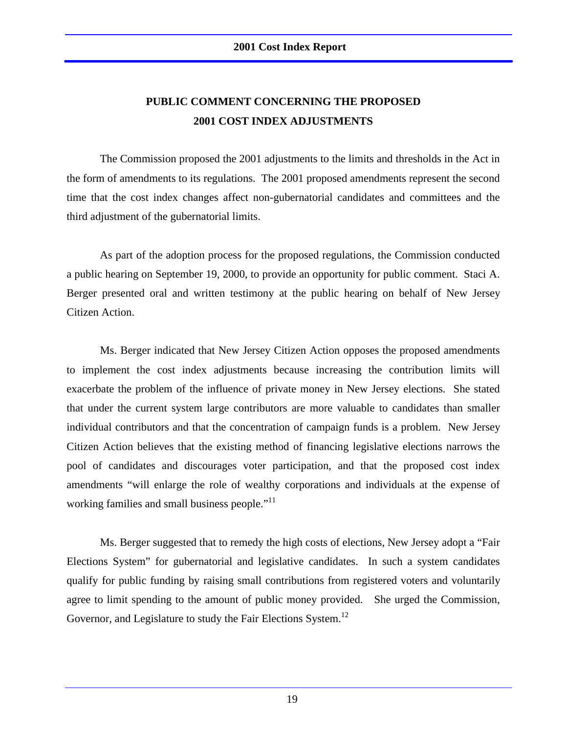## PUBLIC COMMENT CONCERNING THE PROPOSED 2001 COST INDEX ADJUSTMENTS

The Commission proposed the 2001 adjustments to the limits and thresholds in the Act in the form of amendments to its regulations. The 2001 proposed amendments represent the second time that the cost index changes affect non-gubernatorial candidates and committees and the third adjustment of the gubernatorial limits.

As part of the adoption process for the proposed regulations, the Commission conducted a public hearing on September 19, 2000, to provide an opportunity for public comment. Staci A. Berger presented oral and written testimony at the public hearing on behalf of New Jersey Citizen Action.

Ms. Berger indicated that New Jersey Citizen Action opposes the proposed amendments to implement the cost index adjustments because increasing the contribution limits will exacerbate the problem of the influence of private money in New Jersey elections. She stated that under the current system large contributors are more valuable to candidates than smaller individual contributors and that the concentration of campaign funds is a problem. New Jersey Citizen Action believes that the existing method of financing legislative elections narrows the pool of candidates and discourages voter participation, and that the proposed cost index amendments "will enlarge the role of wealthy corporations and individuals at the expense of working families and small business people."[11]

Ms. Berger suggested that to remedy the high costs of elections, New Jersey adopt a "Fair Elections System" for gubernatorial and legislative candidates. In such a system candidates qualify for public funding by raising small contributions from registered voters and voluntarily agree to limit spending to the amount of public money provided. She urged the Commission, Governor, and Legislature to study the Fair Elections System.[12]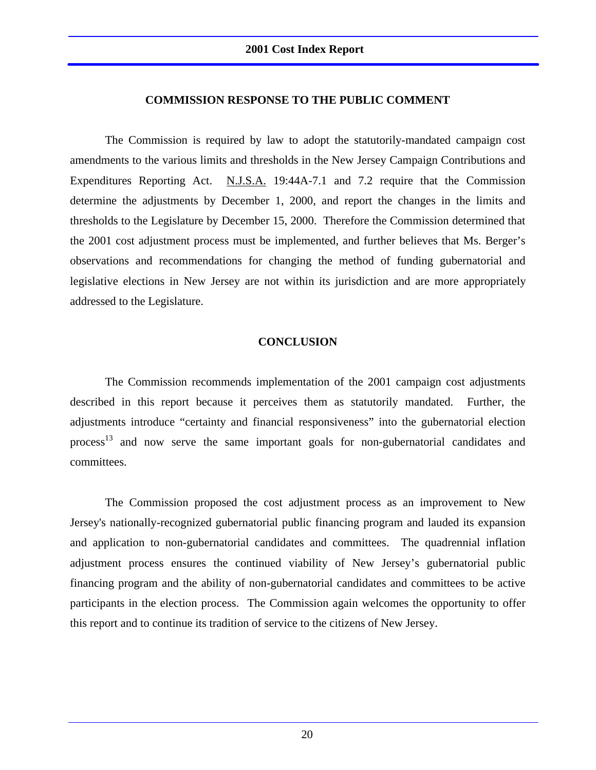## COMMISSION RESPONSE TO THE PUBLIC COMMENT

The Commission is required by law to adopt the statutorily-mandated campaign cost amendments to the various limits and thresholds in the New Jersey Campaign Contributions and Expenditures Reporting Act. N.J.S.A. 19:44A-7.1 and 7.2 require that the Commission determine the adjustments by December 1, 2000, and report the changes in the limits and thresholds to the Legislature by December 15, 2000. Therefore the Commission determined that the 2001 cost adjustment process must be implemented, and further believes that Ms. Berger's observations and recommendations for changing the method of funding gubernatorial and legislative elections in New Jersey are not within its jurisdiction and are more appropriately addressed to the Legislature.

## CONCLUSION

The Commission recommends implementation of the 2001 campaign cost adjustments described in this report because it perceives them as statutorily mandated. Further, the adjustments introduce "certainty and financial responsiveness" into the gubernatorial election process[13] and now serve the same important goals for non-gubernatorial candidates and committees.

The Commission proposed the cost adjustment process as an improvement to New Jersey's nationally-recognized gubernatorial public financing program and lauded its expansion and application to non-gubernatorial candidates and committees. The quadrennial inflation adjustment process ensures the continued viability of New Jersey's gubernatorial public financing program and the ability of non-gubernatorial candidates and committees to be active participants in the election process. The Commission again welcomes the opportunity to offer this report and to continue its tradition of service to the citizens of New Jersey.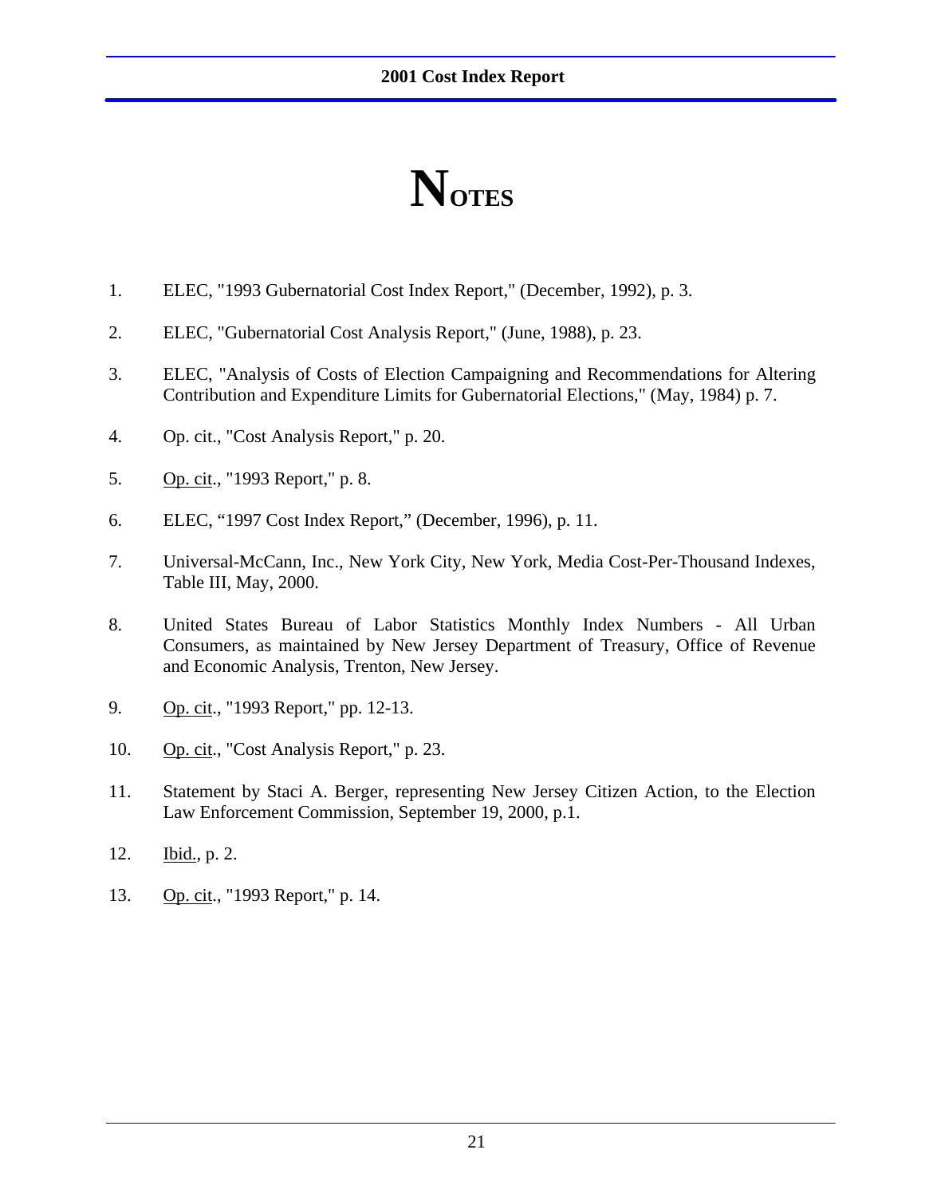# NOTES

1. ELEC, "1993 Gubernatorial Cost Index Report," (December, 1992), p. 3.

2. ELEC, "Gubernatorial Cost Analysis Report," (June, 1988), p. 23.

3. ELEC, "Analysis of Costs of Election Campaigning and Recommendations for Altering Contribution and Expenditure Limits for Gubernatorial Elections," (May, 1984) p. 7.

4. Op. cit., "Cost Analysis Report," p. 20.

5. Op. cit., "1993 Report," p. 8.

6. ELEC, "1997 Cost Index Report," (December, 1996), p. 11.

7. Universal-McCann, Inc., New York City, New York, Media Cost-Per-Thousand Indexes, Table III, May, 2000.

8. United States Bureau of Labor Statistics Monthly Index Numbers - All Urban Consumers, as maintained by New Jersey Department of Treasury, Office of Revenue and Economic Analysis, Trenton, New Jersey.

9. Op. cit., "1993 Report," pp. 12-13.

10. Op. cit., "Cost Analysis Report," p. 23.

11. Statement by Staci A. Berger, representing New Jersey Citizen Action, to the Election Law Enforcement Commission, September 19, 2000, p.1.

12. Ibid., p. 2.

13. Op. cit., "1993 Report," p. 14.